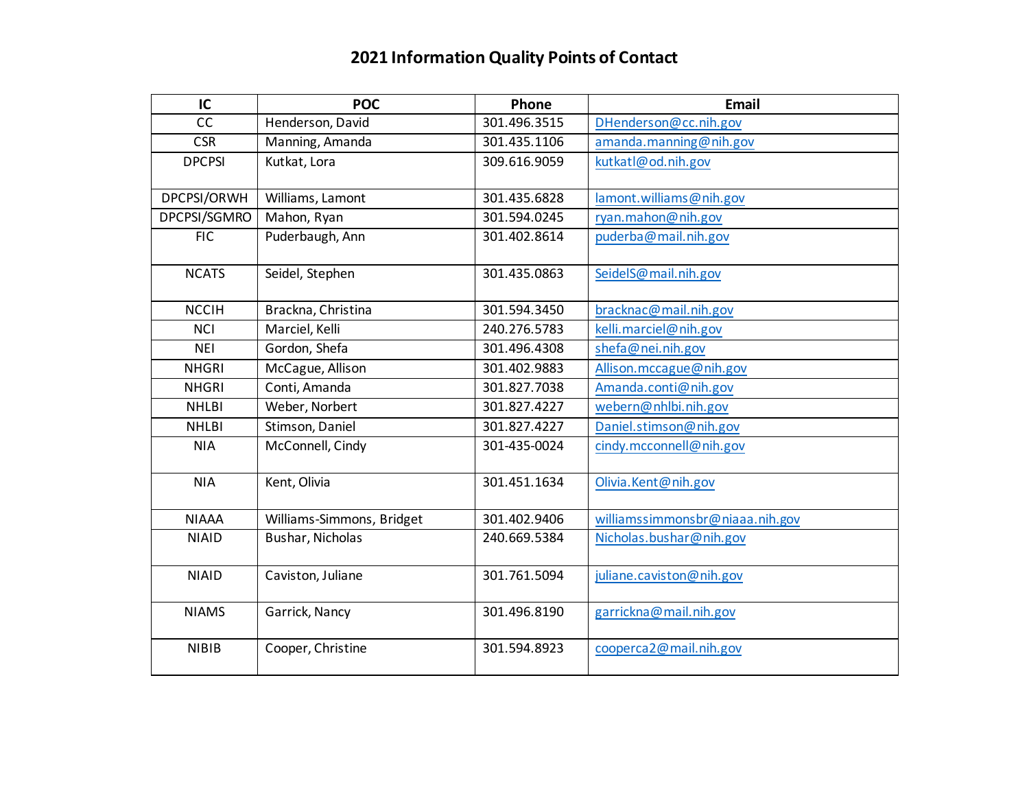# 2021 Information Quality Points of Contact

| IC | POC | Phone | Email |
|---|---|---|---|
| CC | Henderson, David | 301.496.3515 | DHenderson@cc.nih.gov |
| CSR | Manning, Amanda | 301.435.1106 | amanda.manning@nih.gov |
| DPCPSI | Kutkat, Lora | 309.616.9059 | kutkatl@od.nih.gov |
| DPCPSI/ORWH | Williams, Lamont | 301.435.6828 | lamont.williams@nih.gov |
| DPCPSI/SGMRO | Mahon, Ryan | 301.594.0245 | ryan.mahon@nih.gov |
| FIC | Puderbaugh, Ann | 301.402.8614 | puderba@mail.nih.gov |
| NCATS | Seidel, Stephen | 301.435.0863 | SeidelS@mail.nih.gov |
| NCCIH | Bracknа, Christina | 301.594.3450 | bracknac@mail.nih.gov |
| NCI | Marciel, Kelli | 240.276.5783 | kelli.marciel@nih.gov |
| NEI | Gordon, Shefa | 301.496.4308 | shefa@nei.nih.gov |
| NHGRI | McCague, Allison | 301.402.9883 | Allison.mccague@nih.gov |
| NHGRI | Conti, Amanda | 301.827.7038 | Amanda.conti@nih.gov |
| NHLBI | Weber, Norbert | 301.827.4227 | webern@nhlbi.nih.gov |
| NHLBI | Stimson, Daniel | 301.827.4227 | Daniel.stimson@nih.gov |
| NIA | McConnell, Cindy | 301-435-0024 | cindy.mcconnell@nih.gov |
| NIA | Kent, Olivia | 301.451.1634 | Olivia.Kent@nih.gov |
| NIAAA | Williams-Simmons, Bridget | 301.402.9406 | williamssimmonsbr@niaaa.nih.gov |
| NIAID | Bushar, Nicholas | 240.669.5384 | Nicholas.bushar@nih.gov |
| NIAID | Caviston, Juliane | 301.761.5094 | juliane.caviston@nih.gov |
| NIAMS | Garrick, Nancy | 301.496.8190 | garrickna@mail.nih.gov |
| NIBIB | Cooper, Christine | 301.594.8923 | cooperca2@mail.nih.gov |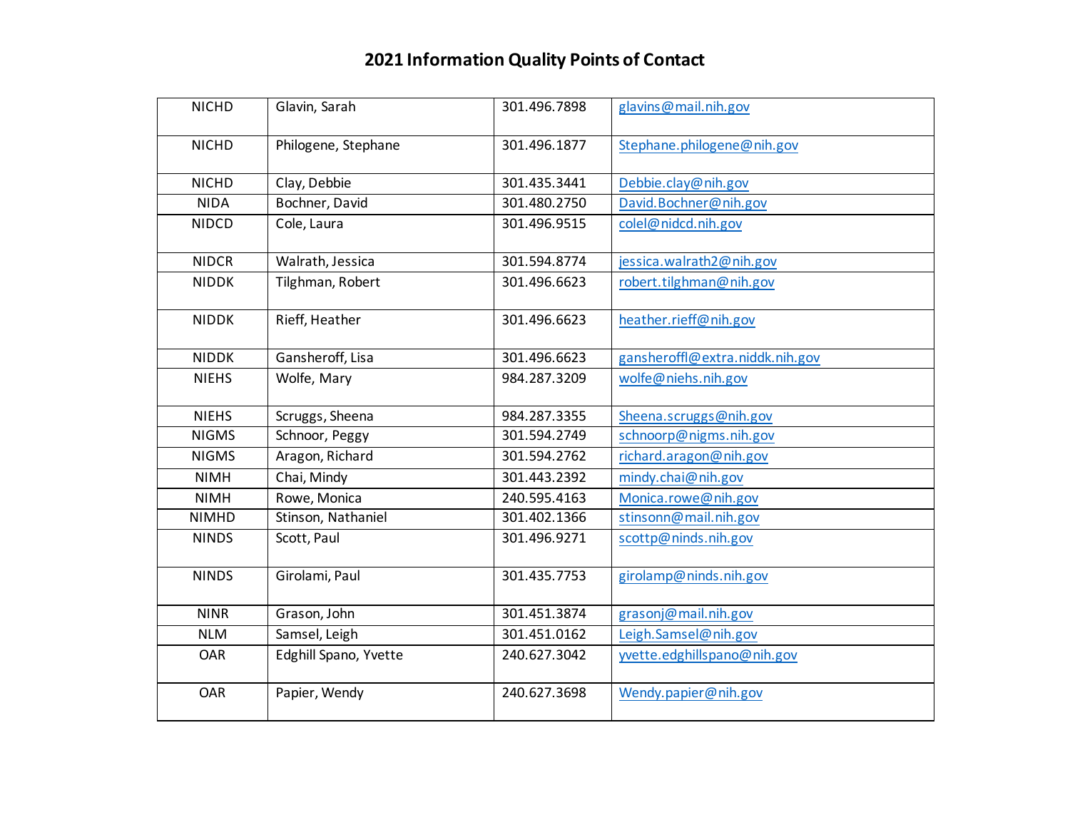# 2021 Information Quality Points of Contact

| | | | |
|---|---|---|---|
| NICHD | Glavin, Sarah | 301.496.7898 | glavins@mail.nih.gov |
| NICHD | Philogene, Stephane | 301.496.1877 | Stephane.philogene@nih.gov |
| NICHD | Clay, Debbie | 301.435.3441 | Debbie.clay@nih.gov |
| NIDA | Bochner, David | 301.480.2750 | David.Bochner@nih.gov |
| NIDCD | Cole, Laura | 301.496.9515 | colel@nidcd.nih.gov |
| NIDCR | Walrath, Jessica | 301.594.8774 | jessica.walrath2@nih.gov |
| NIDDK | Tilghman, Robert | 301.496.6623 | robert.tilghman@nih.gov |
| NIDDK | Rieff, Heather | 301.496.6623 | heather.rieff@nih.gov |
| NIDDK | Gansheroff, Lisa | 301.496.6623 | gansheroffl@extra.niddk.nih.gov |
| NIEHS | Wolfe, Mary | 984.287.3209 | wolfe@niehs.nih.gov |
| NIEHS | Scruggs, Sheena | 984.287.3355 | Sheena.scruggs@nih.gov |
| NIGMS | Schnoor, Peggy | 301.594.2749 | schnoorp@nigms.nih.gov |
| NIGMS | Aragon, Richard | 301.594.2762 | richard.aragon@nih.gov |
| NIMH | Chai, Mindy | 301.443.2392 | mindy.chai@nih.gov |
| NIMH | Rowe, Monica | 240.595.4163 | Monica.rowe@nih.gov |
| NIMHD | Stinson, Nathaniel | 301.402.1366 | stinsonn@mail.nih.gov |
| NINDS | Scott, Paul | 301.496.9271 | scottp@ninds.nih.gov |
| NINDS | Girolami, Paul | 301.435.7753 | girolamp@ninds.nih.gov |
| NINR | Grason, John | 301.451.3874 | grasonj@mail.nih.gov |
| NLM | Samsel, Leigh | 301.451.0162 | Leigh.Samsel@nih.gov |
| OAR | Edghill Spano, Yvette | 240.627.3042 | yvette.edghillspano@nih.gov |
| OAR | Papier, Wendy | 240.627.3698 | Wendy.papier@nih.gov |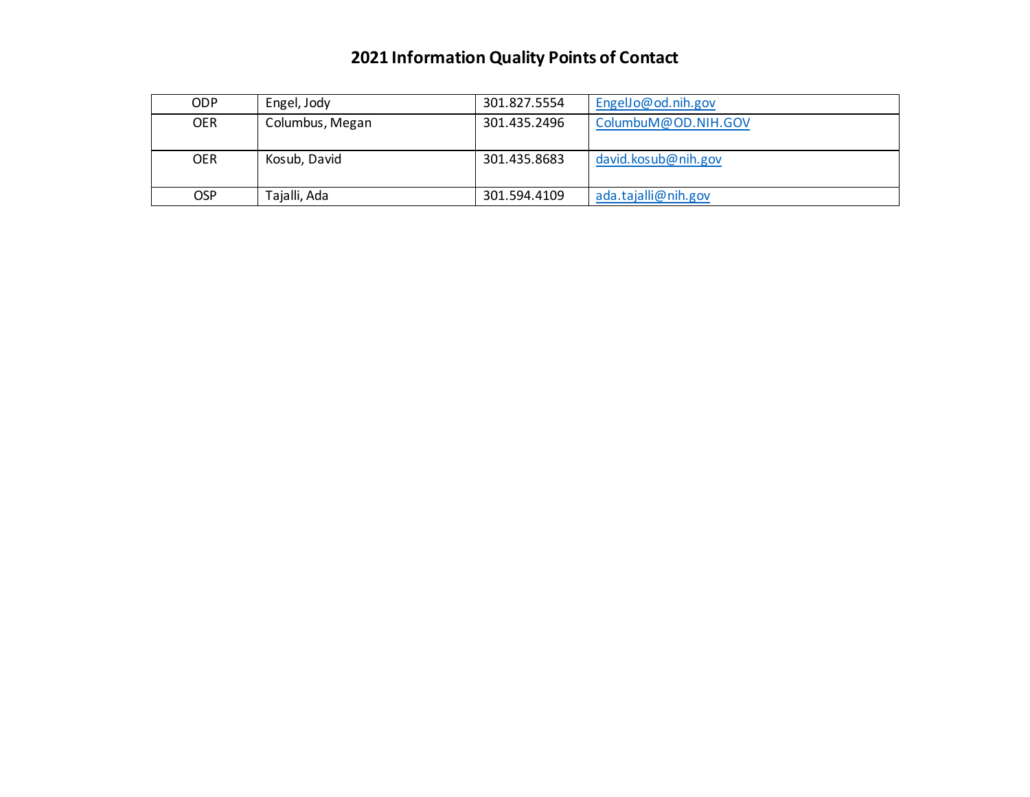## 2021 Information Quality Points of Contact

| | | | |
|---|---|---|---|
| ODP | Engel, Jody | 301.827.5554 | EngelJo@od.nih.gov |
| OER | Columbus, Megan | 301.435.2496 | ColumbuM@OD.NIH.GOV |
| OER | Kosub, David | 301.435.8683 | david.kosub@nih.gov |
| OSP | Tajalli, Ada | 301.594.4109 | ada.tajalli@nih.gov |